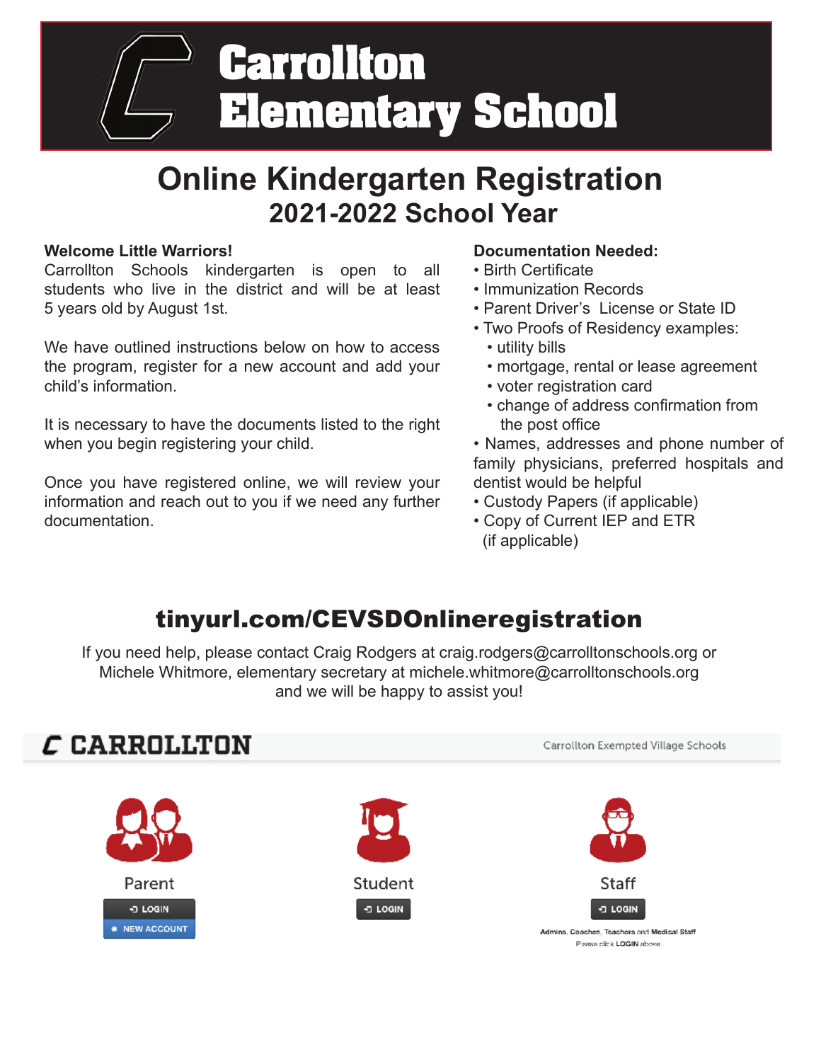# Carrollton Elementary School

## Online Kindergarten Registration

### 2021-2022 School Year

**Welcome Little Warriors!**
Carrollton Schools kindergarten is open to all students who live in the district and will be at least 5 years old by August 1st.

We have outlined instructions below on how to access the program, register for a new account and add your child's information.

It is necessary to have the documents listed to the right when you begin registering your child.

Once you have registered online, we will review your information and reach out to you if we need any further documentation.

**Documentation Needed:**

- Birth Certificate
- Immunization Records
- Parent Driver's License or State ID
- Two Proofs of Residency examples:
  - utility bills
  - mortgage, rental or lease agreement
  - voter registration card
  - change of address confirmation from the post office
- Names, addresses and phone number of family physicians, preferred hospitals and dentist would be helpful
- Custody Papers (if applicable)
- Copy of Current IEP and ETR (if applicable)

## tinyurl.com/CEVSDOnlineregistration

If you need help, please contact Craig Rodgers at craig.rodgers@carrolltonschools.org or Michele Whitmore, elementary secretary at michele.whitmore@carrolltonschools.org and we will be happy to assist you!

**CARROLLTON** — Carrollton Exempted Village Schools

Parent — LOGIN | NEW ACCOUNT

Student — LOGIN

Staff — LOGIN

Admins, Coaches, Teachers and Medical Staff
Please click LOGIN above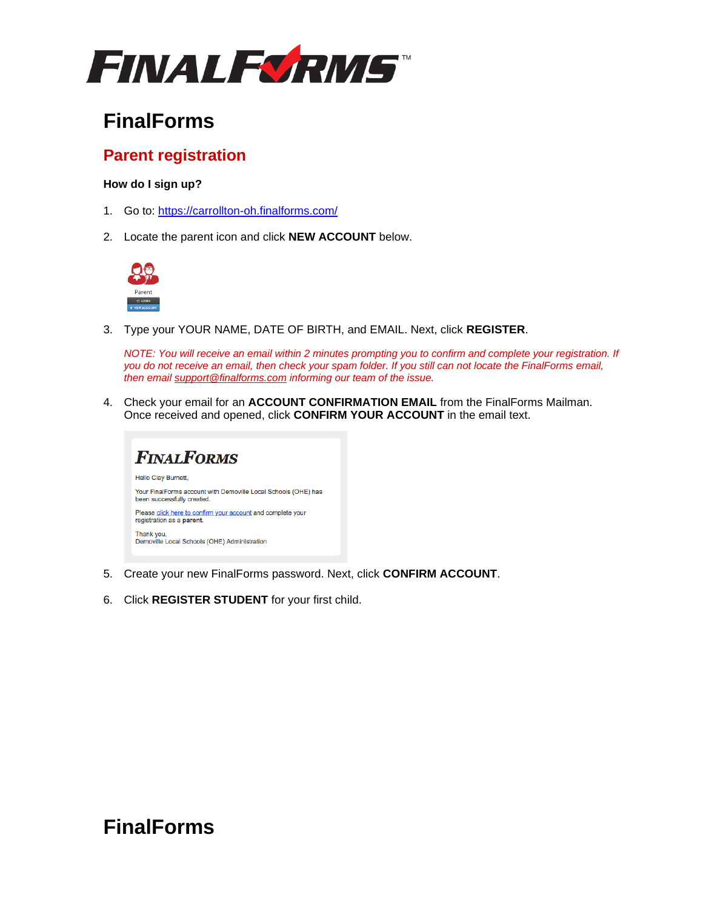# FinalForms

## Parent registration

**How do I sign up?**

1. Go to: https://carrollton-oh.finalforms.com/

2. Locate the parent icon and click **NEW ACCOUNT** below.

3. Type your YOUR NAME, DATE OF BIRTH, and EMAIL. Next, click **REGISTER**.

   *NOTE: You will receive an email within 2 minutes prompting you to confirm and complete your registration. If you do not receive an email, then check your spam folder. If you still can not locate the FinalForms email, then email support@finalforms.com informing our team of the issue.*

4. Check your email for an **ACCOUNT CONFIRMATION EMAIL** from the FinalForms Mailman. Once received and opened, click **CONFIRM YOUR ACCOUNT** in the email text.

5. Create your new FinalForms password. Next, click **CONFIRM ACCOUNT**.

6. Click **REGISTER STUDENT** for your first child.

# FinalForms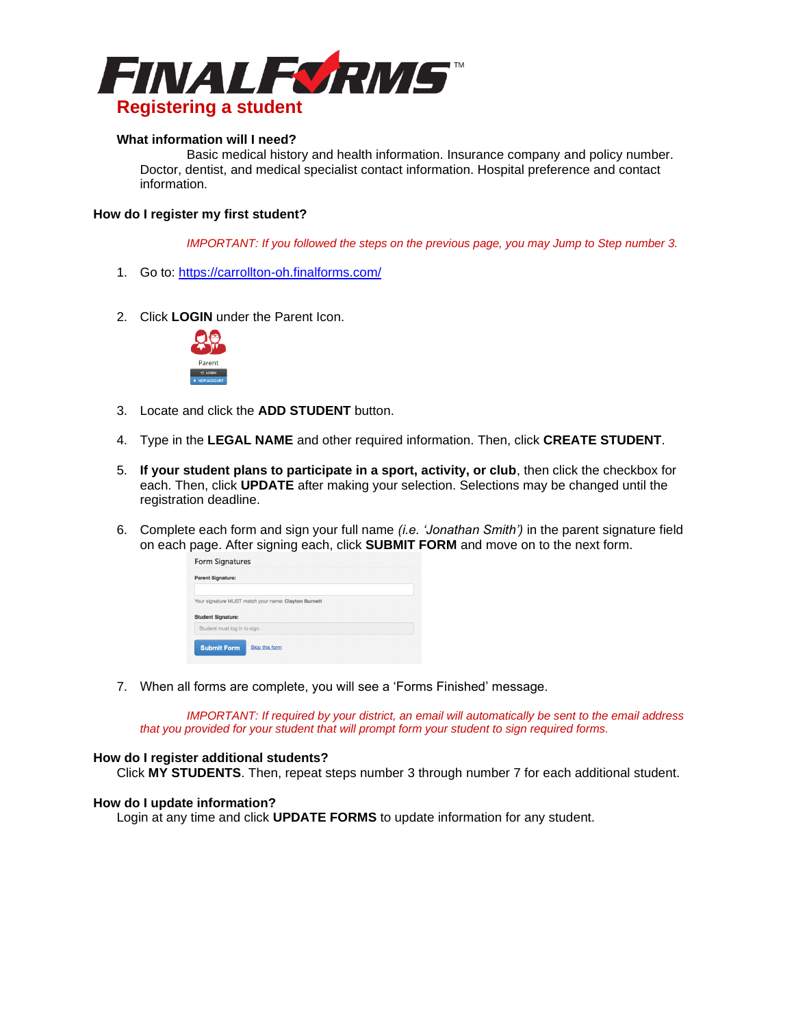# FINALFORMS™

## Registering a student

**What information will I need?**

Basic medical history and health information. Insurance company and policy number. Doctor, dentist, and medical specialist contact information. Hospital preference and contact information.

**How do I register my first student?**

*IMPORTANT: If you followed the steps on the previous page, you may Jump to Step number 3.*

1. Go to: https://carrollton-oh.finalforms.com/

2. Click **LOGIN** under the Parent Icon.

3. Locate and click the **ADD STUDENT** button.

4. Type in the **LEGAL NAME** and other required information. Then, click **CREATE STUDENT**.

5. **If your student plans to participate in a sport, activity, or club**, then click the checkbox for each. Then, click **UPDATE** after making your selection. Selections may be changed until the registration deadline.

6. Complete each form and sign your full name *(i.e. 'Jonathan Smith')* in the parent signature field on each page. After signing each, click **SUBMIT FORM** and move on to the next form.

7. When all forms are complete, you will see a 'Forms Finished' message.

*IMPORTANT: If required by your district, an email will automatically be sent to the email address that you provided for your student that will prompt form your student to sign required forms.*

**How do I register additional students?**

Click **MY STUDENTS**. Then, repeat steps number 3 through number 7 for each additional student.

**How do I update information?**

Login at any time and click **UPDATE FORMS** to update information for any student.